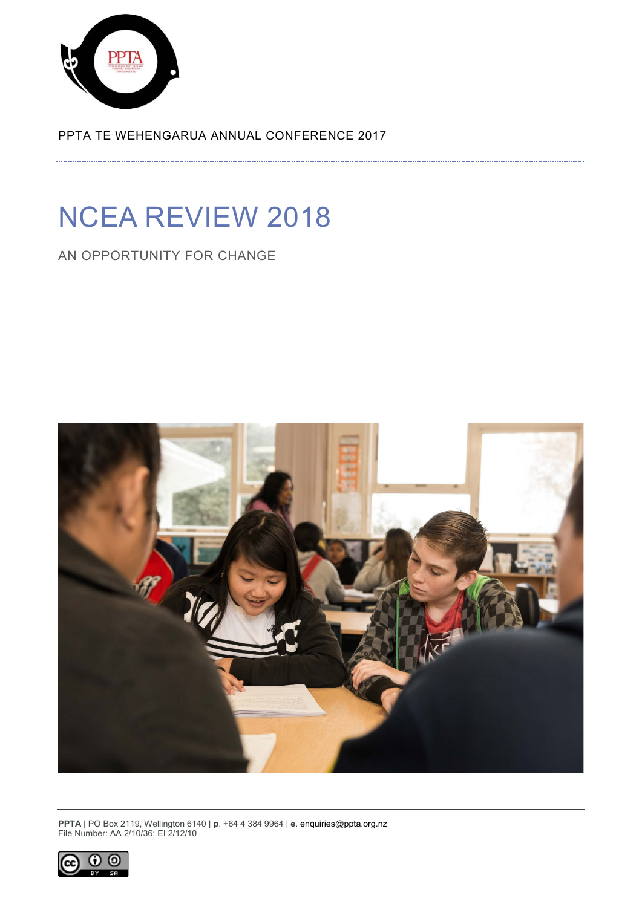PPTA TE WEHENGARUA ANNUAL CONFERENCE 2017

# NCEA REVIEW 2018

## AN OPPORTUNITY FOR CHANGE

**PPTA** | PO Box 2119, Wellington 6140 | **p**. +64 4 384 9964 | **e**. enquiries@ppta.org.nz
File Number: AA 2/10/36; EI 2/12/10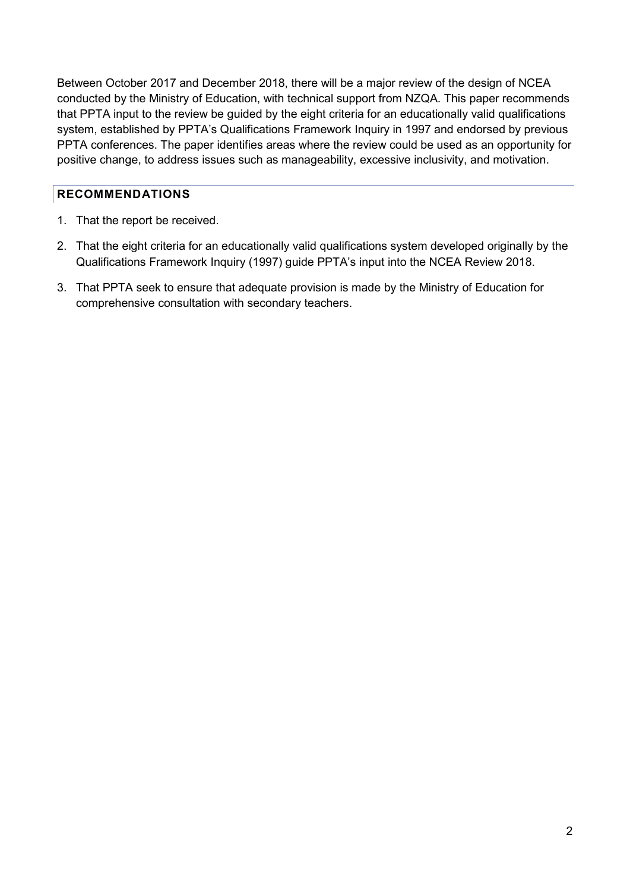Between October 2017 and December 2018, there will be a major review of the design of NCEA conducted by the Ministry of Education, with technical support from NZQA. This paper recommends that PPTA input to the review be guided by the eight criteria for an educationally valid qualifications system, established by PPTA's Qualifications Framework Inquiry in 1997 and endorsed by previous PPTA conferences. The paper identifies areas where the review could be used as an opportunity for positive change, to address issues such as manageability, excessive inclusivity, and motivation.

## RECOMMENDATIONS

1. That the report be received.
2. That the eight criteria for an educationally valid qualifications system developed originally by the Qualifications Framework Inquiry (1997) guide PPTA's input into the NCEA Review 2018.
3. That PPTA seek to ensure that adequate provision is made by the Ministry of Education for comprehensive consultation with secondary teachers.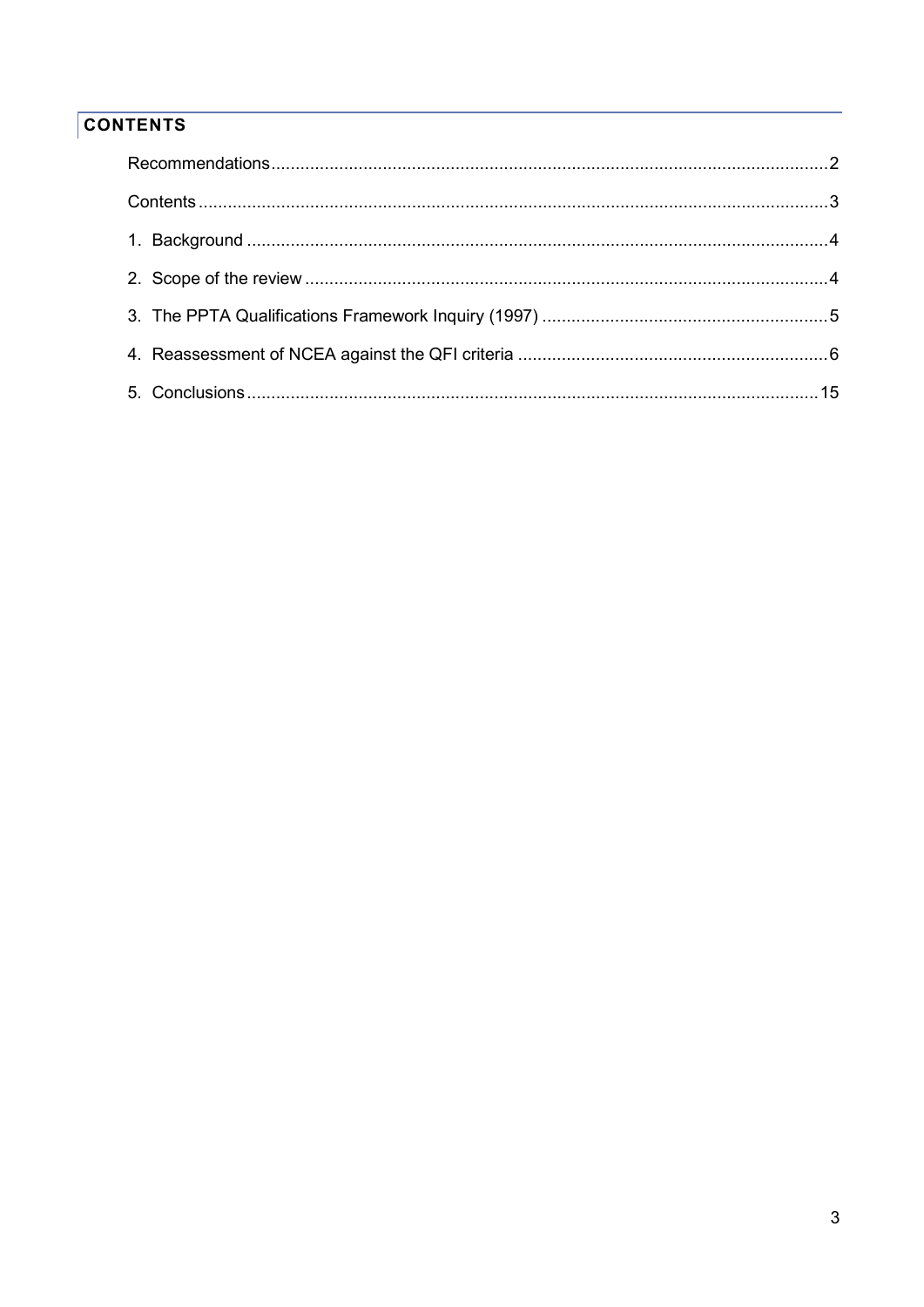## CONTENTS

Recommendations....................................................................................................................2

Contents..................................................................................................................................3

1. Background .........................................................................................................................4

2. Scope of the review ............................................................................................................4

3. The PPTA Qualifications Framework Inquiry (1997) ...........................................................5

4. Reassessment of NCEA against the QFI criteria ................................................................6

5. Conclusions.......................................................................................................................15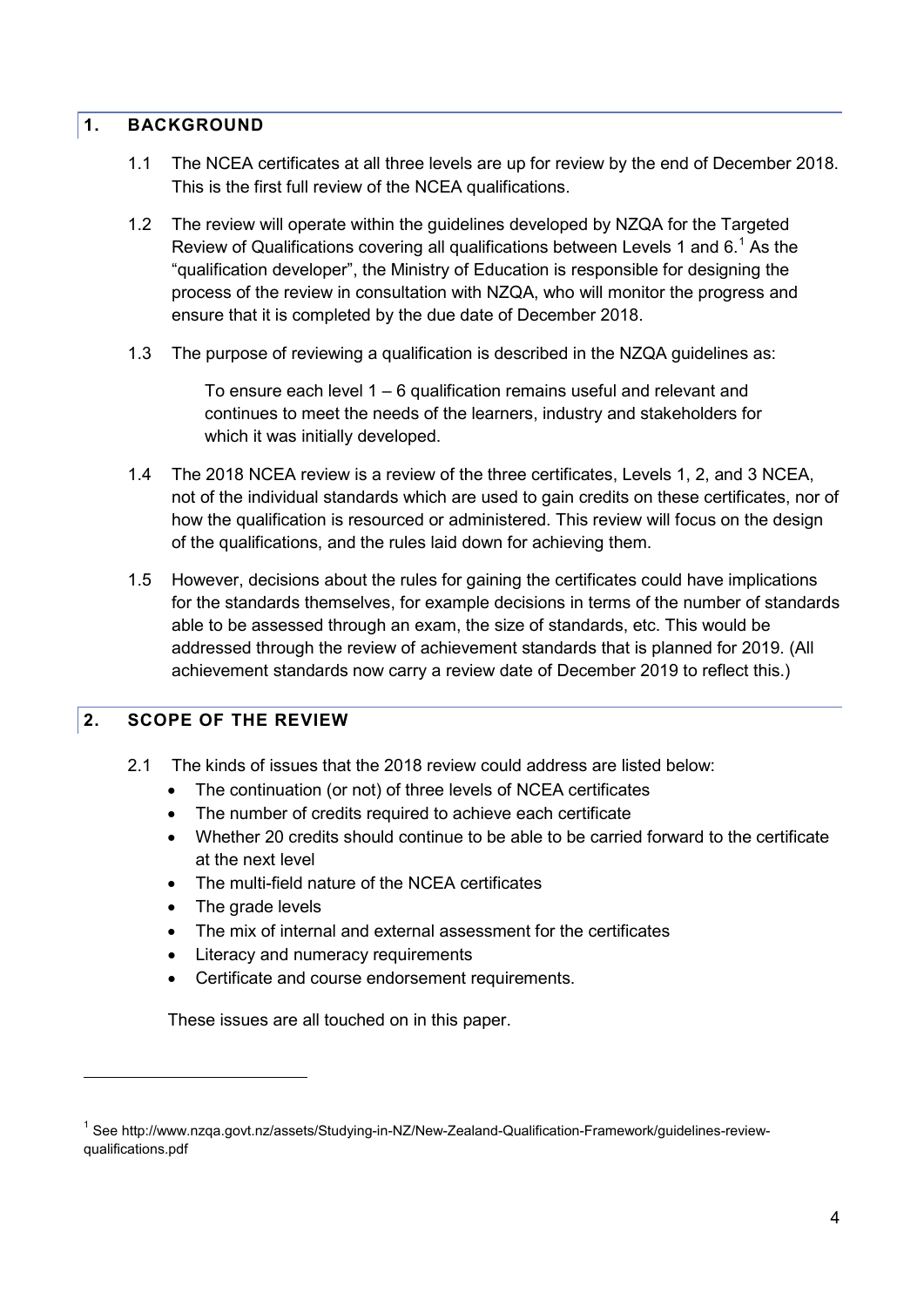## 1. BACKGROUND

1.1 The NCEA certificates at all three levels are up for review by the end of December 2018. This is the first full review of the NCEA qualifications.

1.2 The review will operate within the guidelines developed by NZQA for the Targeted Review of Qualifications covering all qualifications between Levels 1 and 6.[1] As the "qualification developer", the Ministry of Education is responsible for designing the process of the review in consultation with NZQA, who will monitor the progress and ensure that it is completed by the due date of December 2018.

1.3 The purpose of reviewing a qualification is described in the NZQA guidelines as:

> To ensure each level 1 – 6 qualification remains useful and relevant and continues to meet the needs of the learners, industry and stakeholders for which it was initially developed.

1.4 The 2018 NCEA review is a review of the three certificates, Levels 1, 2, and 3 NCEA, not of the individual standards which are used to gain credits on these certificates, nor of how the qualification is resourced or administered. This review will focus on the design of the qualifications, and the rules laid down for achieving them.

1.5 However, decisions about the rules for gaining the certificates could have implications for the standards themselves, for example decisions in terms of the number of standards able to be assessed through an exam, the size of standards, etc. This would be addressed through the review of achievement standards that is planned for 2019. (All achievement standards now carry a review date of December 2019 to reflect this.)

## 2. SCOPE OF THE REVIEW

2.1 The kinds of issues that the 2018 review could address are listed below:

- The continuation (or not) of three levels of NCEA certificates
- The number of credits required to achieve each certificate
- Whether 20 credits should continue to be able to be carried forward to the certificate at the next level
- The multi-field nature of the NCEA certificates
- The grade levels
- The mix of internal and external assessment for the certificates
- Literacy and numeracy requirements
- Certificate and course endorsement requirements.

These issues are all touched on in this paper.

---

[1] See http://www.nzqa.govt.nz/assets/Studying-in-NZ/New-Zealand-Qualification-Framework/guidelines-review-qualifications.pdf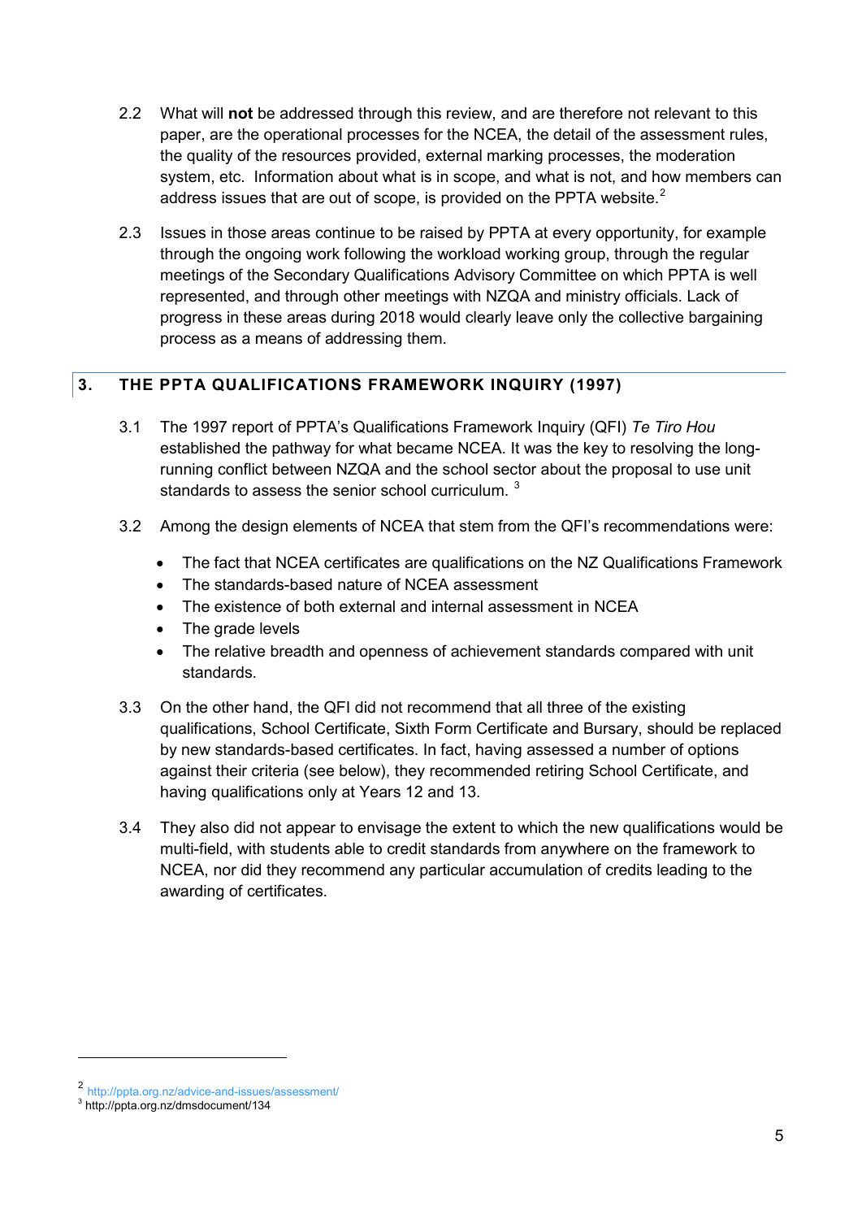2.2 What will **not** be addressed through this review, and are therefore not relevant to this paper, are the operational processes for the NCEA, the detail of the assessment rules, the quality of the resources provided, external marking processes, the moderation system, etc. Information about what is in scope, and what is not, and how members can address issues that are out of scope, is provided on the PPTA website.[2]

2.3 Issues in those areas continue to be raised by PPTA at every opportunity, for example through the ongoing work following the workload working group, through the regular meetings of the Secondary Qualifications Advisory Committee on which PPTA is well represented, and through other meetings with NZQA and ministry officials. Lack of progress in these areas during 2018 would clearly leave only the collective bargaining process as a means of addressing them.

## 3. THE PPTA QUALIFICATIONS FRAMEWORK INQUIRY (1997)

3.1 The 1997 report of PPTA's Qualifications Framework Inquiry (QFI) *Te Tiro Hou* established the pathway for what became NCEA. It was the key to resolving the long-running conflict between NZQA and the school sector about the proposal to use unit standards to assess the senior school curriculum. [3]

3.2 Among the design elements of NCEA that stem from the QFI's recommendations were:

- The fact that NCEA certificates are qualifications on the NZ Qualifications Framework
- The standards-based nature of NCEA assessment
- The existence of both external and internal assessment in NCEA
- The grade levels
- The relative breadth and openness of achievement standards compared with unit standards.

3.3 On the other hand, the QFI did not recommend that all three of the existing qualifications, School Certificate, Sixth Form Certificate and Bursary, should be replaced by new standards-based certificates. In fact, having assessed a number of options against their criteria (see below), they recommended retiring School Certificate, and having qualifications only at Years 12 and 13.

3.4 They also did not appear to envisage the extent to which the new qualifications would be multi-field, with students able to credit standards from anywhere on the framework to NCEA, nor did they recommend any particular accumulation of credits leading to the awarding of certificates.

---

[2] http://ppta.org.nz/advice-and-issues/assessment/

[3] http://ppta.org.nz/dmsdocument/134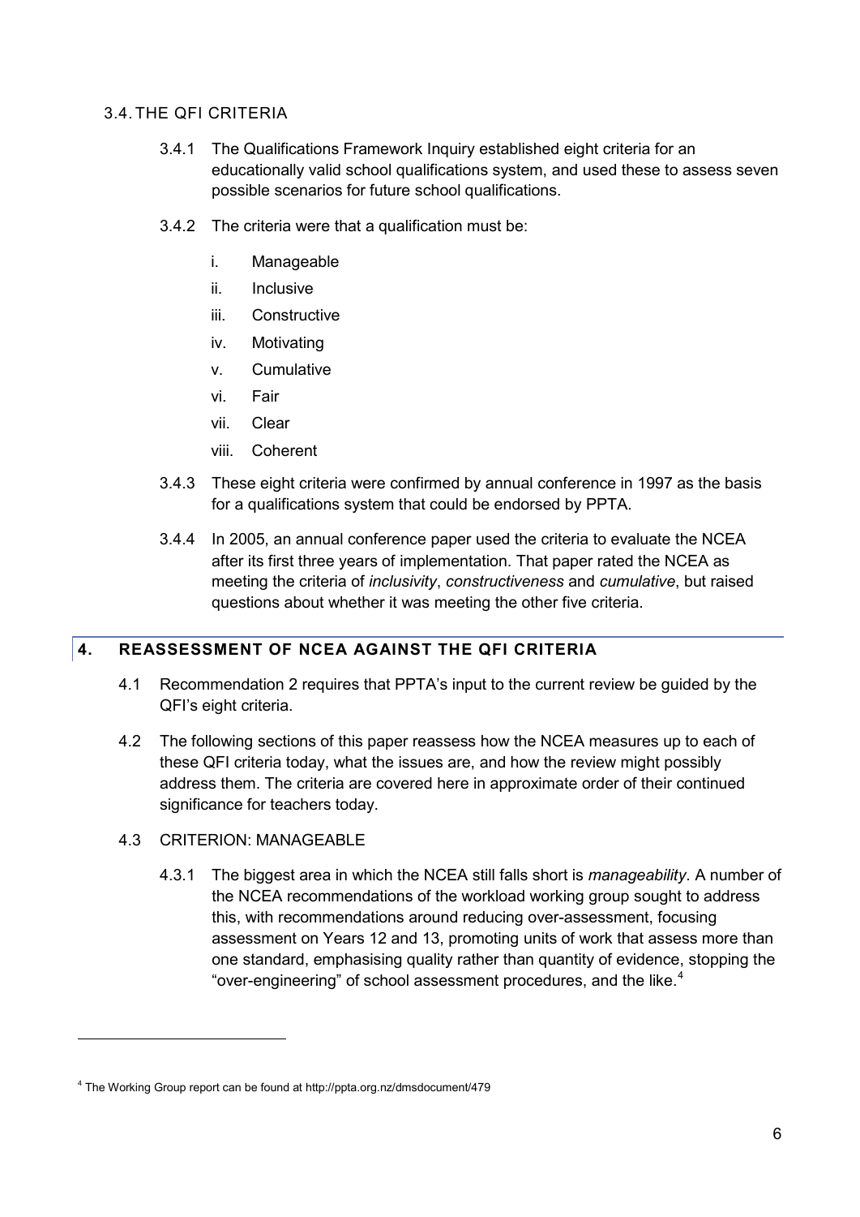### 3.4. THE QFI CRITERIA

3.4.1 The Qualifications Framework Inquiry established eight criteria for an educationally valid school qualifications system, and used these to assess seven possible scenarios for future school qualifications.

3.4.2 The criteria were that a qualification must be:

i. Manageable
ii. Inclusive
iii. Constructive
iv. Motivating
v. Cumulative
vi. Fair
vii. Clear
viii. Coherent

3.4.3 These eight criteria were confirmed by annual conference in 1997 as the basis for a qualifications system that could be endorsed by PPTA.

3.4.4 In 2005, an annual conference paper used the criteria to evaluate the NCEA after its first three years of implementation. That paper rated the NCEA as meeting the criteria of *inclusivity*, *constructiveness* and *cumulative*, but raised questions about whether it was meeting the other five criteria.

## 4. REASSESSMENT OF NCEA AGAINST THE QFI CRITERIA

4.1 Recommendation 2 requires that PPTA's input to the current review be guided by the QFI's eight criteria.

4.2 The following sections of this paper reassess how the NCEA measures up to each of these QFI criteria today, what the issues are, and how the review might possibly address them. The criteria are covered here in approximate order of their continued significance for teachers today.

4.3 CRITERION: MANAGEABLE

4.3.1 The biggest area in which the NCEA still falls short is *manageability*. A number of the NCEA recommendations of the workload working group sought to address this, with recommendations around reducing over-assessment, focusing assessment on Years 12 and 13, promoting units of work that assess more than one standard, emphasising quality rather than quantity of evidence, stopping the "over-engineering" of school assessment procedures, and the like.[4]

---

[4] The Working Group report can be found at http://ppta.org.nz/dmsdocument/479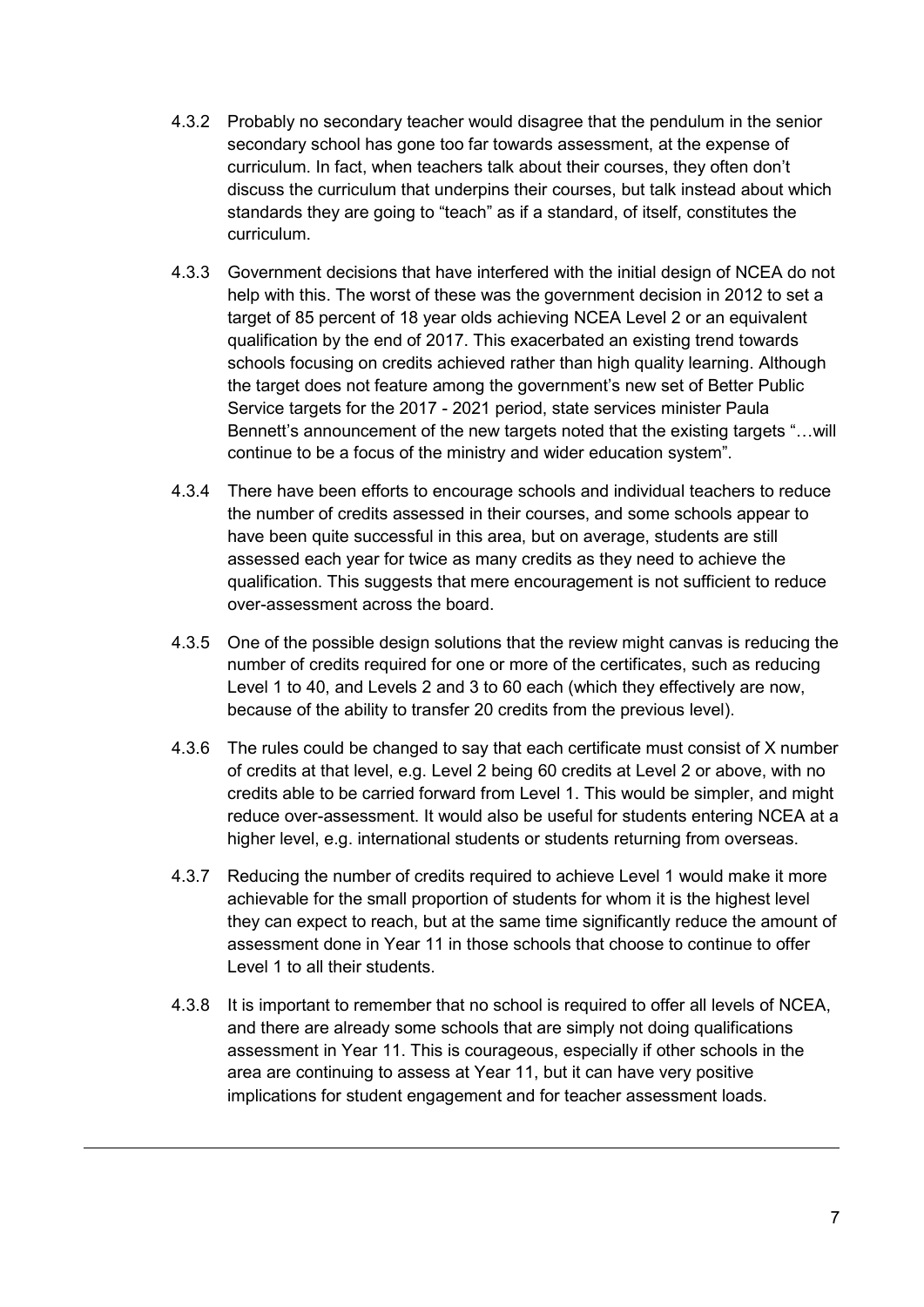4.3.2 Probably no secondary teacher would disagree that the pendulum in the senior secondary school has gone too far towards assessment, at the expense of curriculum. In fact, when teachers talk about their courses, they often don't discuss the curriculum that underpins their courses, but talk instead about which standards they are going to "teach" as if a standard, of itself, constitutes the curriculum.

4.3.3 Government decisions that have interfered with the initial design of NCEA do not help with this. The worst of these was the government decision in 2012 to set a target of 85 percent of 18 year olds achieving NCEA Level 2 or an equivalent qualification by the end of 2017. This exacerbated an existing trend towards schools focusing on credits achieved rather than high quality learning. Although the target does not feature among the government's new set of Better Public Service targets for the 2017 - 2021 period, state services minister Paula Bennett's announcement of the new targets noted that the existing targets "…will continue to be a focus of the ministry and wider education system".

4.3.4 There have been efforts to encourage schools and individual teachers to reduce the number of credits assessed in their courses, and some schools appear to have been quite successful in this area, but on average, students are still assessed each year for twice as many credits as they need to achieve the qualification. This suggests that mere encouragement is not sufficient to reduce over-assessment across the board.

4.3.5 One of the possible design solutions that the review might canvas is reducing the number of credits required for one or more of the certificates, such as reducing Level 1 to 40, and Levels 2 and 3 to 60 each (which they effectively are now, because of the ability to transfer 20 credits from the previous level).

4.3.6 The rules could be changed to say that each certificate must consist of X number of credits at that level, e.g. Level 2 being 60 credits at Level 2 or above, with no credits able to be carried forward from Level 1. This would be simpler, and might reduce over-assessment. It would also be useful for students entering NCEA at a higher level, e.g. international students or students returning from overseas.

4.3.7 Reducing the number of credits required to achieve Level 1 would make it more achievable for the small proportion of students for whom it is the highest level they can expect to reach, but at the same time significantly reduce the amount of assessment done in Year 11 in those schools that choose to continue to offer Level 1 to all their students.

4.3.8 It is important to remember that no school is required to offer all levels of NCEA, and there are already some schools that are simply not doing qualifications assessment in Year 11. This is courageous, especially if other schools in the area are continuing to assess at Year 11, but it can have very positive implications for student engagement and for teacher assessment loads.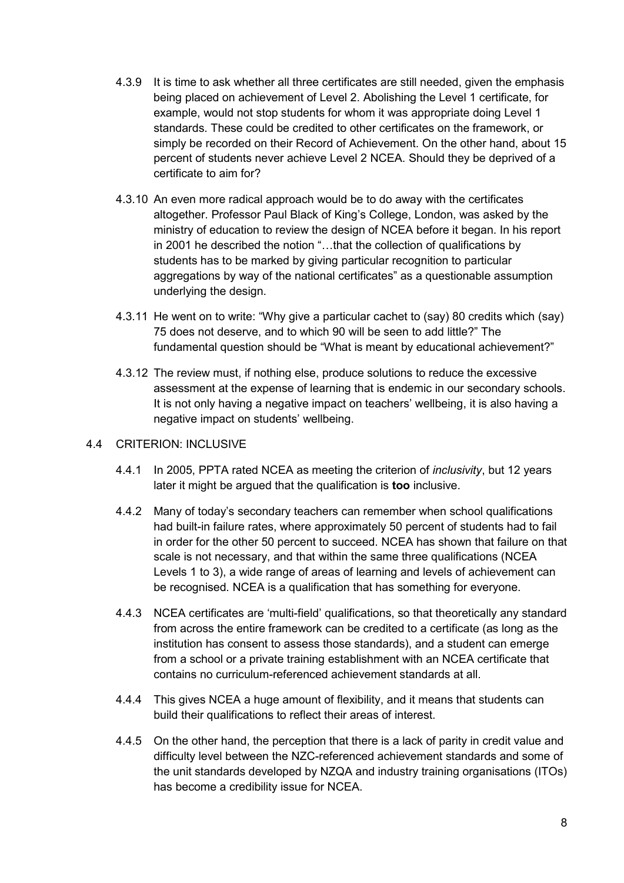4.3.9 It is time to ask whether all three certificates are still needed, given the emphasis being placed on achievement of Level 2. Abolishing the Level 1 certificate, for example, would not stop students for whom it was appropriate doing Level 1 standards. These could be credited to other certificates on the framework, or simply be recorded on their Record of Achievement. On the other hand, about 15 percent of students never achieve Level 2 NCEA. Should they be deprived of a certificate to aim for?

4.3.10 An even more radical approach would be to do away with the certificates altogether. Professor Paul Black of King's College, London, was asked by the ministry of education to review the design of NCEA before it began. In his report in 2001 he described the notion "…that the collection of qualifications by students has to be marked by giving particular recognition to particular aggregations by way of the national certificates" as a questionable assumption underlying the design.

4.3.11 He went on to write: "Why give a particular cachet to (say) 80 credits which (say) 75 does not deserve, and to which 90 will be seen to add little?" The fundamental question should be "What is meant by educational achievement?"

4.3.12 The review must, if nothing else, produce solutions to reduce the excessive assessment at the expense of learning that is endemic in our secondary schools. It is not only having a negative impact on teachers' wellbeing, it is also having a negative impact on students' wellbeing.

### 4.4 CRITERION: INCLUSIVE

4.4.1 In 2005, PPTA rated NCEA as meeting the criterion of *inclusivity*, but 12 years later it might be argued that the qualification is **too** inclusive.

4.4.2 Many of today's secondary teachers can remember when school qualifications had built-in failure rates, where approximately 50 percent of students had to fail in order for the other 50 percent to succeed. NCEA has shown that failure on that scale is not necessary, and that within the same three qualifications (NCEA Levels 1 to 3), a wide range of areas of learning and levels of achievement can be recognised. NCEA is a qualification that has something for everyone.

4.4.3 NCEA certificates are 'multi-field' qualifications, so that theoretically any standard from across the entire framework can be credited to a certificate (as long as the institution has consent to assess those standards), and a student can emerge from a school or a private training establishment with an NCEA certificate that contains no curriculum-referenced achievement standards at all.

4.4.4 This gives NCEA a huge amount of flexibility, and it means that students can build their qualifications to reflect their areas of interest.

4.4.5 On the other hand, the perception that there is a lack of parity in credit value and difficulty level between the NZC-referenced achievement standards and some of the unit standards developed by NZQA and industry training organisations (ITOs) has become a credibility issue for NCEA.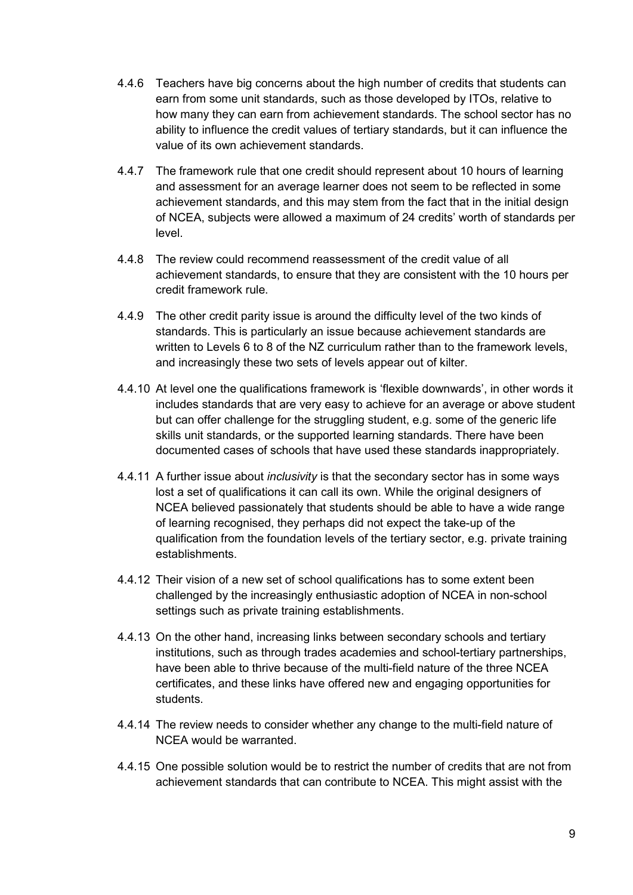4.4.6 Teachers have big concerns about the high number of credits that students can earn from some unit standards, such as those developed by ITOs, relative to how many they can earn from achievement standards. The school sector has no ability to influence the credit values of tertiary standards, but it can influence the value of its own achievement standards.

4.4.7 The framework rule that one credit should represent about 10 hours of learning and assessment for an average learner does not seem to be reflected in some achievement standards, and this may stem from the fact that in the initial design of NCEA, subjects were allowed a maximum of 24 credits' worth of standards per level.

4.4.8 The review could recommend reassessment of the credit value of all achievement standards, to ensure that they are consistent with the 10 hours per credit framework rule.

4.4.9 The other credit parity issue is around the difficulty level of the two kinds of standards. This is particularly an issue because achievement standards are written to Levels 6 to 8 of the NZ curriculum rather than to the framework levels, and increasingly these two sets of levels appear out of kilter.

4.4.10 At level one the qualifications framework is 'flexible downwards', in other words it includes standards that are very easy to achieve for an average or above student but can offer challenge for the struggling student, e.g. some of the generic life skills unit standards, or the supported learning standards. There have been documented cases of schools that have used these standards inappropriately.

4.4.11 A further issue about *inclusivity* is that the secondary sector has in some ways lost a set of qualifications it can call its own. While the original designers of NCEA believed passionately that students should be able to have a wide range of learning recognised, they perhaps did not expect the take-up of the qualification from the foundation levels of the tertiary sector, e.g. private training establishments.

4.4.12 Their vision of a new set of school qualifications has to some extent been challenged by the increasingly enthusiastic adoption of NCEA in non-school settings such as private training establishments.

4.4.13 On the other hand, increasing links between secondary schools and tertiary institutions, such as through trades academies and school-tertiary partnerships, have been able to thrive because of the multi-field nature of the three NCEA certificates, and these links have offered new and engaging opportunities for students.

4.4.14 The review needs to consider whether any change to the multi-field nature of NCEA would be warranted.

4.4.15 One possible solution would be to restrict the number of credits that are not from achievement standards that can contribute to NCEA. This might assist with the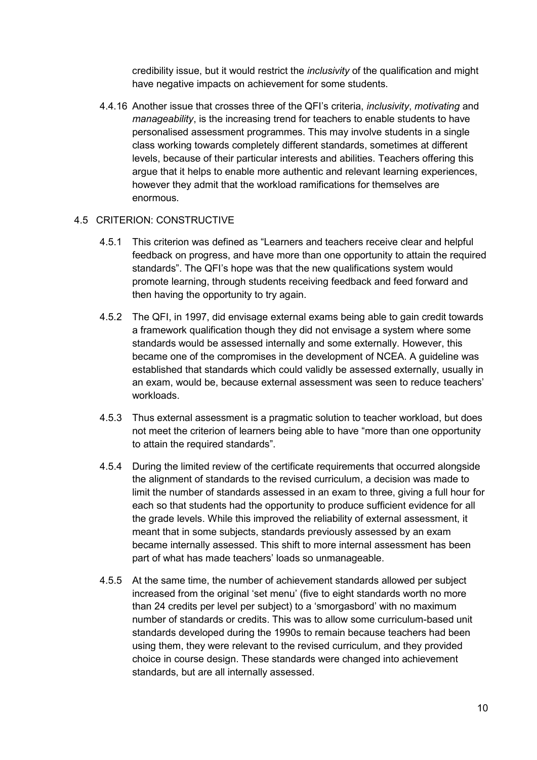credibility issue, but it would restrict the *inclusivity* of the qualification and might have negative impacts on achievement for some students.

4.4.16 Another issue that crosses three of the QFI's criteria, *inclusivity*, *motivating* and *manageability*, is the increasing trend for teachers to enable students to have personalised assessment programmes. This may involve students in a single class working towards completely different standards, sometimes at different levels, because of their particular interests and abilities. Teachers offering this argue that it helps to enable more authentic and relevant learning experiences, however they admit that the workload ramifications for themselves are enormous.

## 4.5 CRITERION: CONSTRUCTIVE

4.5.1 This criterion was defined as "Learners and teachers receive clear and helpful feedback on progress, and have more than one opportunity to attain the required standards". The QFI's hope was that the new qualifications system would promote learning, through students receiving feedback and feed forward and then having the opportunity to try again.

4.5.2 The QFI, in 1997, did envisage external exams being able to gain credit towards a framework qualification though they did not envisage a system where some standards would be assessed internally and some externally. However, this became one of the compromises in the development of NCEA. A guideline was established that standards which could validly be assessed externally, usually in an exam, would be, because external assessment was seen to reduce teachers' workloads.

4.5.3 Thus external assessment is a pragmatic solution to teacher workload, but does not meet the criterion of learners being able to have "more than one opportunity to attain the required standards".

4.5.4 During the limited review of the certificate requirements that occurred alongside the alignment of standards to the revised curriculum, a decision was made to limit the number of standards assessed in an exam to three, giving a full hour for each so that students had the opportunity to produce sufficient evidence for all the grade levels. While this improved the reliability of external assessment, it meant that in some subjects, standards previously assessed by an exam became internally assessed. This shift to more internal assessment has been part of what has made teachers' loads so unmanageable.

4.5.5 At the same time, the number of achievement standards allowed per subject increased from the original 'set menu' (five to eight standards worth no more than 24 credits per level per subject) to a 'smorgasbord' with no maximum number of standards or credits. This was to allow some curriculum-based unit standards developed during the 1990s to remain because teachers had been using them, they were relevant to the revised curriculum, and they provided choice in course design. These standards were changed into achievement standards, but are all internally assessed.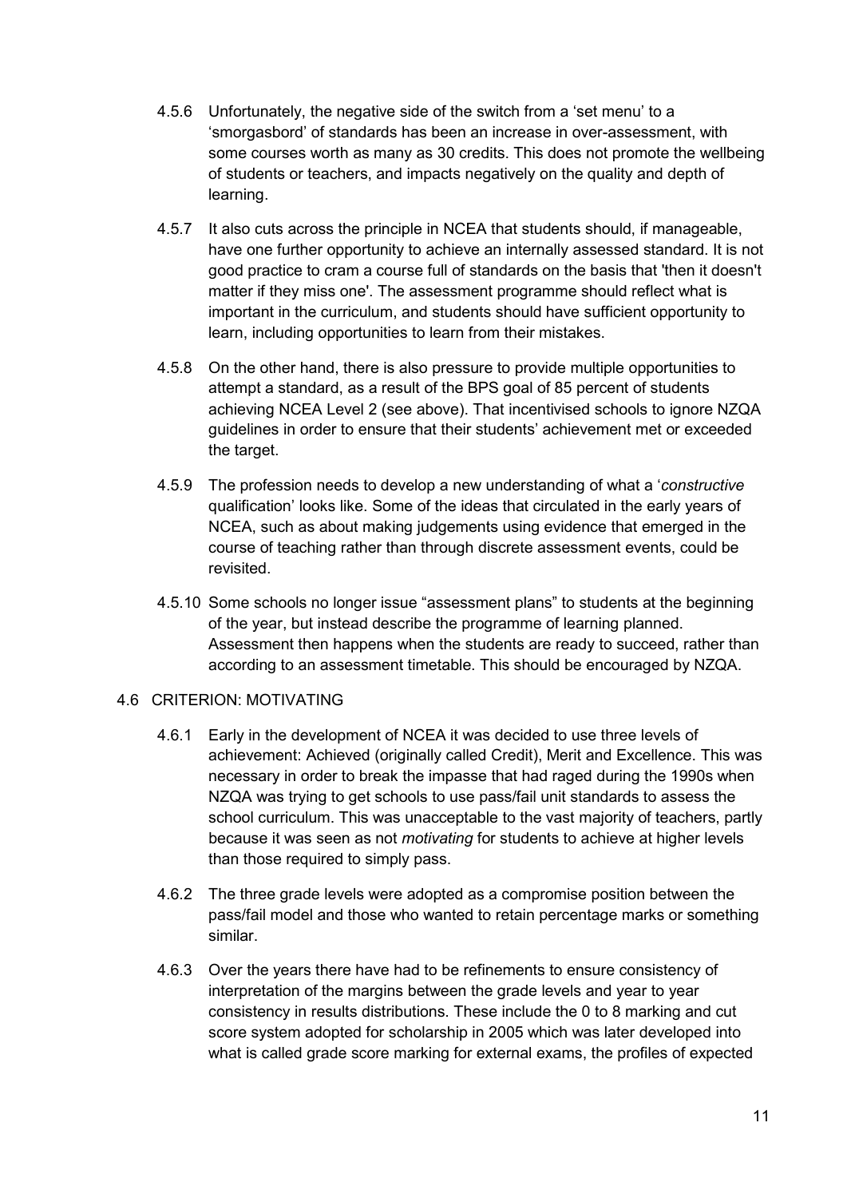4.5.6 Unfortunately, the negative side of the switch from a 'set menu' to a 'smorgasbord' of standards has been an increase in over-assessment, with some courses worth as many as 30 credits. This does not promote the wellbeing of students or teachers, and impacts negatively on the quality and depth of learning.

4.5.7 It also cuts across the principle in NCEA that students should, if manageable, have one further opportunity to achieve an internally assessed standard. It is not good practice to cram a course full of standards on the basis that 'then it doesn't matter if they miss one'. The assessment programme should reflect what is important in the curriculum, and students should have sufficient opportunity to learn, including opportunities to learn from their mistakes.

4.5.8 On the other hand, there is also pressure to provide multiple opportunities to attempt a standard, as a result of the BPS goal of 85 percent of students achieving NCEA Level 2 (see above). That incentivised schools to ignore NZQA guidelines in order to ensure that their students' achievement met or exceeded the target.

4.5.9 The profession needs to develop a new understanding of what a '*constructive* qualification' looks like. Some of the ideas that circulated in the early years of NCEA, such as about making judgements using evidence that emerged in the course of teaching rather than through discrete assessment events, could be revisited.

4.5.10 Some schools no longer issue "assessment plans" to students at the beginning of the year, but instead describe the programme of learning planned. Assessment then happens when the students are ready to succeed, rather than according to an assessment timetable. This should be encouraged by NZQA.

## 4.6 CRITERION: MOTIVATING

4.6.1 Early in the development of NCEA it was decided to use three levels of achievement: Achieved (originally called Credit), Merit and Excellence. This was necessary in order to break the impasse that had raged during the 1990s when NZQA was trying to get schools to use pass/fail unit standards to assess the school curriculum. This was unacceptable to the vast majority of teachers, partly because it was seen as not *motivating* for students to achieve at higher levels than those required to simply pass.

4.6.2 The three grade levels were adopted as a compromise position between the pass/fail model and those who wanted to retain percentage marks or something similar.

4.6.3 Over the years there have had to be refinements to ensure consistency of interpretation of the margins between the grade levels and year to year consistency in results distributions. These include the 0 to 8 marking and cut score system adopted for scholarship in 2005 which was later developed into what is called grade score marking for external exams, the profiles of expected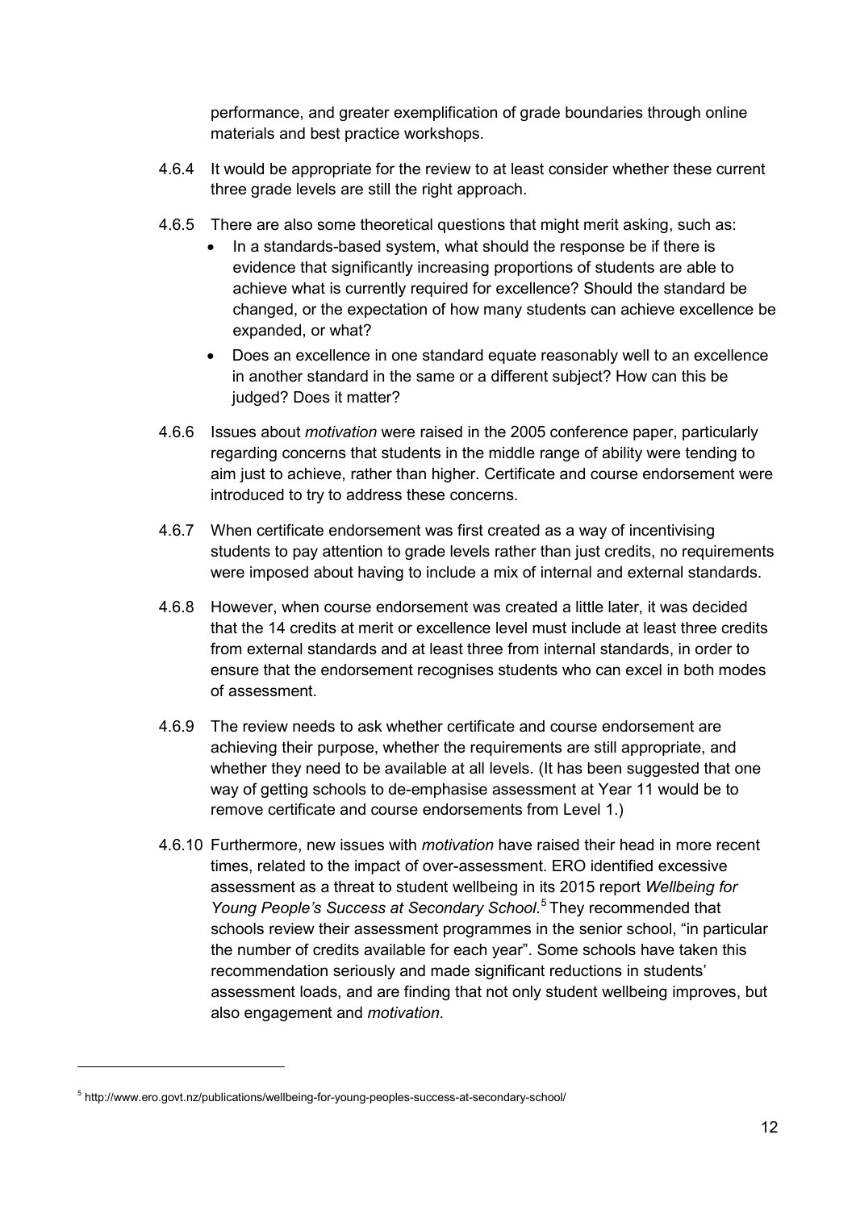performance, and greater exemplification of grade boundaries through online materials and best practice workshops.

4.6.4 It would be appropriate for the review to at least consider whether these current three grade levels are still the right approach.

4.6.5 There are also some theoretical questions that might merit asking, such as:

- In a standards-based system, what should the response be if there is evidence that significantly increasing proportions of students are able to achieve what is currently required for excellence? Should the standard be changed, or the expectation of how many students can achieve excellence be expanded, or what?
- Does an excellence in one standard equate reasonably well to an excellence in another standard in the same or a different subject? How can this be judged? Does it matter?

4.6.6 Issues about *motivation* were raised in the 2005 conference paper, particularly regarding concerns that students in the middle range of ability were tending to aim just to achieve, rather than higher. Certificate and course endorsement were introduced to try to address these concerns.

4.6.7 When certificate endorsement was first created as a way of incentivising students to pay attention to grade levels rather than just credits, no requirements were imposed about having to include a mix of internal and external standards.

4.6.8 However, when course endorsement was created a little later, it was decided that the 14 credits at merit or excellence level must include at least three credits from external standards and at least three from internal standards, in order to ensure that the endorsement recognises students who can excel in both modes of assessment.

4.6.9 The review needs to ask whether certificate and course endorsement are achieving their purpose, whether the requirements are still appropriate, and whether they need to be available at all levels. (It has been suggested that one way of getting schools to de-emphasise assessment at Year 11 would be to remove certificate and course endorsements from Level 1.)

4.6.10 Furthermore, new issues with *motivation* have raised their head in more recent times, related to the impact of over-assessment. ERO identified excessive assessment as a threat to student wellbeing in its 2015 report *Wellbeing for Young People's Success at Secondary School*.[5] They recommended that schools review their assessment programmes in the senior school, "in particular the number of credits available for each year". Some schools have taken this recommendation seriously and made significant reductions in students' assessment loads, and are finding that not only student wellbeing improves, but also engagement and *motivation*.

---

[5] http://www.ero.govt.nz/publications/wellbeing-for-young-peoples-success-at-secondary-school/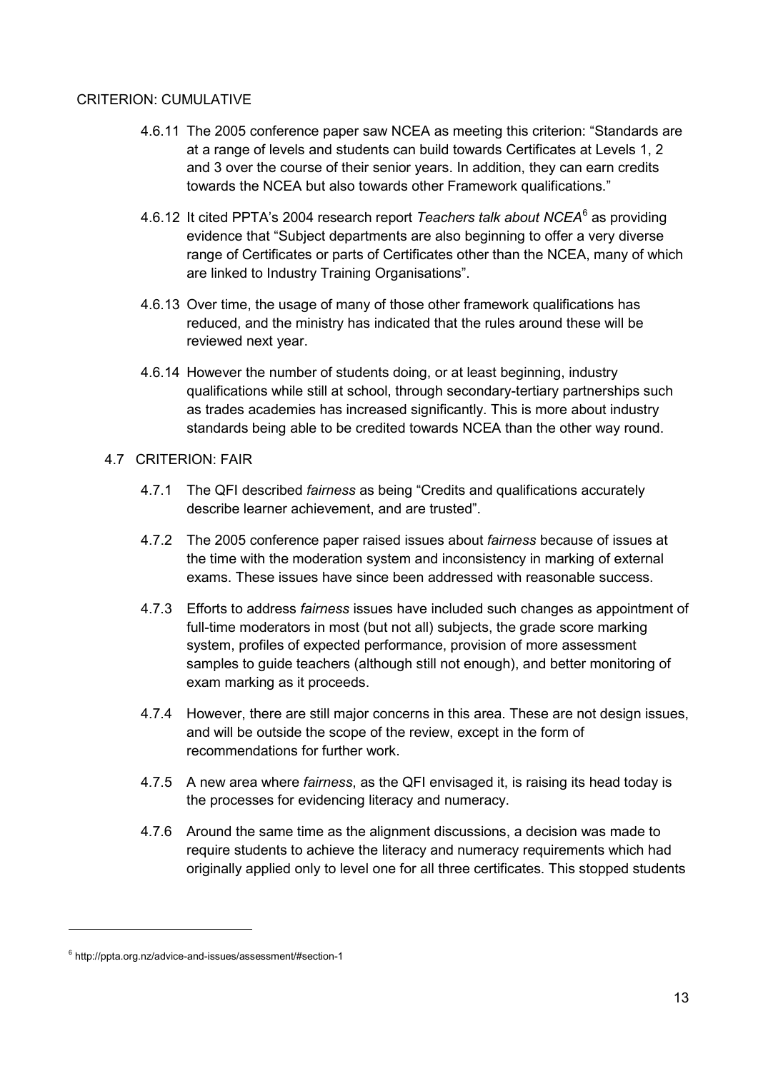### CRITERION: CUMULATIVE

4.6.11 The 2005 conference paper saw NCEA as meeting this criterion: "Standards are at a range of levels and students can build towards Certificates at Levels 1, 2 and 3 over the course of their senior years. In addition, they can earn credits towards the NCEA but also towards other Framework qualifications."

4.6.12 It cited PPTA's 2004 research report *Teachers talk about NCEA*[6] as providing evidence that "Subject departments are also beginning to offer a very diverse range of Certificates or parts of Certificates other than the NCEA, many of which are linked to Industry Training Organisations".

4.6.13 Over time, the usage of many of those other framework qualifications has reduced, and the ministry has indicated that the rules around these will be reviewed next year.

4.6.14 However the number of students doing, or at least beginning, industry qualifications while still at school, through secondary-tertiary partnerships such as trades academies has increased significantly. This is more about industry standards being able to be credited towards NCEA than the other way round.

### 4.7 CRITERION: FAIR

4.7.1 The QFI described *fairness* as being "Credits and qualifications accurately describe learner achievement, and are trusted".

4.7.2 The 2005 conference paper raised issues about *fairness* because of issues at the time with the moderation system and inconsistency in marking of external exams. These issues have since been addressed with reasonable success.

4.7.3 Efforts to address *fairness* issues have included such changes as appointment of full-time moderators in most (but not all) subjects, the grade score marking system, profiles of expected performance, provision of more assessment samples to guide teachers (although still not enough), and better monitoring of exam marking as it proceeds.

4.7.4 However, there are still major concerns in this area. These are not design issues, and will be outside the scope of the review, except in the form of recommendations for further work.

4.7.5 A new area where *fairness*, as the QFI envisaged it, is raising its head today is the processes for evidencing literacy and numeracy.

4.7.6 Around the same time as the alignment discussions, a decision was made to require students to achieve the literacy and numeracy requirements which had originally applied only to level one for all three certificates. This stopped students

---

[6] http://ppta.org.nz/advice-and-issues/assessment/#section-1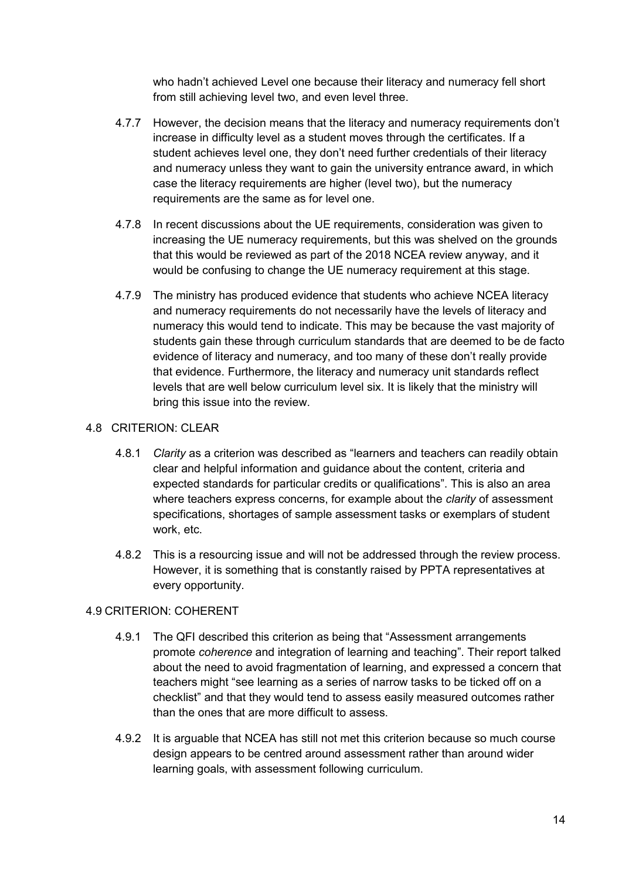who hadn't achieved Level one because their literacy and numeracy fell short from still achieving level two, and even level three.

4.7.7 However, the decision means that the literacy and numeracy requirements don't increase in difficulty level as a student moves through the certificates. If a student achieves level one, they don't need further credentials of their literacy and numeracy unless they want to gain the university entrance award, in which case the literacy requirements are higher (level two), but the numeracy requirements are the same as for level one.

4.7.8 In recent discussions about the UE requirements, consideration was given to increasing the UE numeracy requirements, but this was shelved on the grounds that this would be reviewed as part of the 2018 NCEA review anyway, and it would be confusing to change the UE numeracy requirement at this stage.

4.7.9 The ministry has produced evidence that students who achieve NCEA literacy and numeracy requirements do not necessarily have the levels of literacy and numeracy this would tend to indicate. This may be because the vast majority of students gain these through curriculum standards that are deemed to be de facto evidence of literacy and numeracy, and too many of these don't really provide that evidence. Furthermore, the literacy and numeracy unit standards reflect levels that are well below curriculum level six. It is likely that the ministry will bring this issue into the review.

## 4.8 CRITERION: CLEAR

4.8.1 *Clarity* as a criterion was described as "learners and teachers can readily obtain clear and helpful information and guidance about the content, criteria and expected standards for particular credits or qualifications". This is also an area where teachers express concerns, for example about the *clarity* of assessment specifications, shortages of sample assessment tasks or exemplars of student work, etc.

4.8.2 This is a resourcing issue and will not be addressed through the review process. However, it is something that is constantly raised by PPTA representatives at every opportunity.

## 4.9 CRITERION: COHERENT

4.9.1 The QFI described this criterion as being that "Assessment arrangements promote *coherence* and integration of learning and teaching". Their report talked about the need to avoid fragmentation of learning, and expressed a concern that teachers might "see learning as a series of narrow tasks to be ticked off on a checklist" and that they would tend to assess easily measured outcomes rather than the ones that are more difficult to assess.

4.9.2 It is arguable that NCEA has still not met this criterion because so much course design appears to be centred around assessment rather than around wider learning goals, with assessment following curriculum.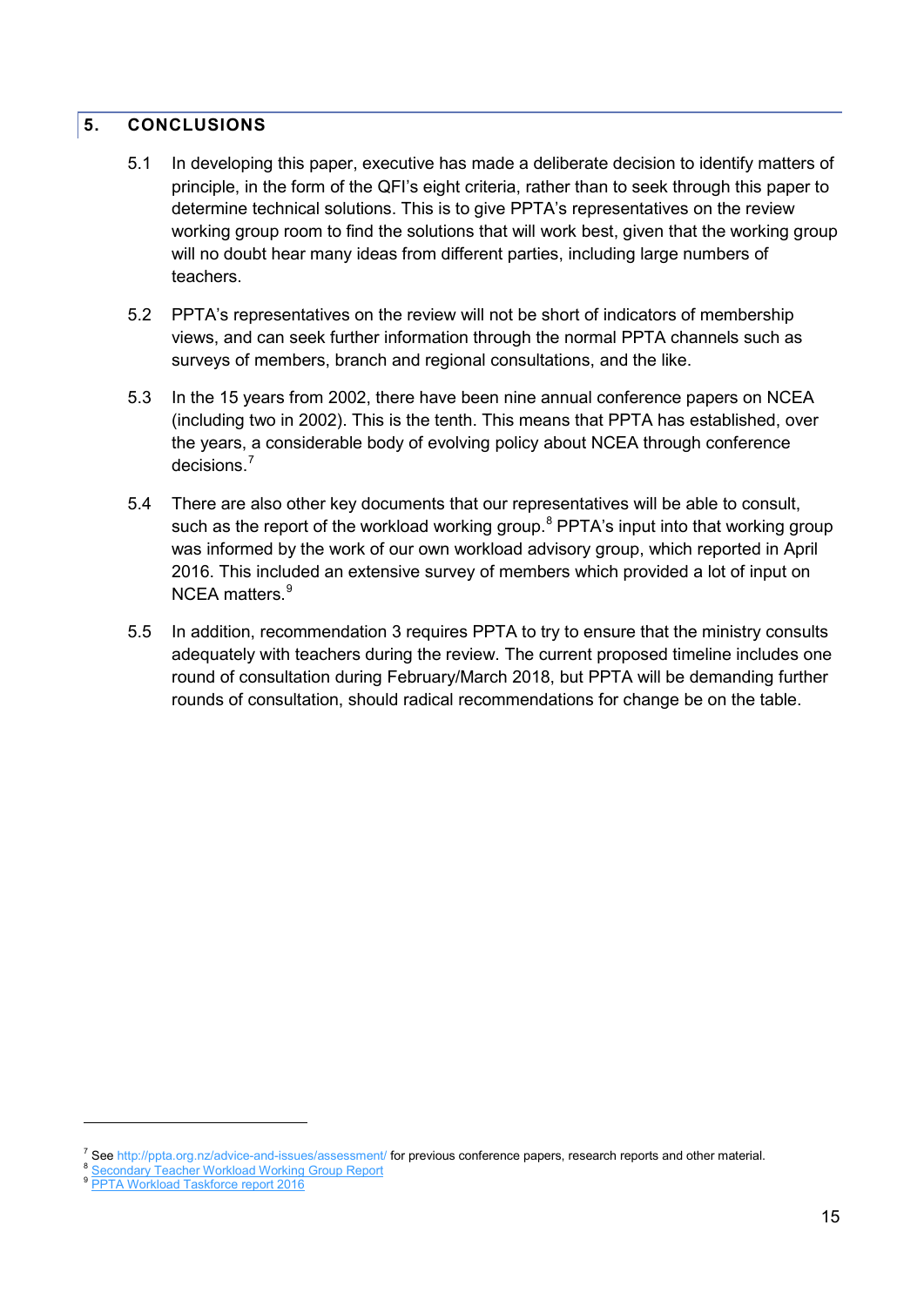## 5. CONCLUSIONS

5.1 In developing this paper, executive has made a deliberate decision to identify matters of principle, in the form of the QFI's eight criteria, rather than to seek through this paper to determine technical solutions. This is to give PPTA's representatives on the review working group room to find the solutions that will work best, given that the working group will no doubt hear many ideas from different parties, including large numbers of teachers.

5.2 PPTA's representatives on the review will not be short of indicators of membership views, and can seek further information through the normal PPTA channels such as surveys of members, branch and regional consultations, and the like.

5.3 In the 15 years from 2002, there have been nine annual conference papers on NCEA (including two in 2002). This is the tenth. This means that PPTA has established, over the years, a considerable body of evolving policy about NCEA through conference decisions.[7]

5.4 There are also other key documents that our representatives will be able to consult, such as the report of the workload working group.[8] PPTA's input into that working group was informed by the work of our own workload advisory group, which reported in April 2016. This included an extensive survey of members which provided a lot of input on NCEA matters.[9]

5.5 In addition, recommendation 3 requires PPTA to try to ensure that the ministry consults adequately with teachers during the review. The current proposed timeline includes one round of consultation during February/March 2018, but PPTA will be demanding further rounds of consultation, should radical recommendations for change be on the table.

---

[7] See http://ppta.org.nz/advice-and-issues/assessment/ for previous conference papers, research reports and other material.

[8] Secondary Teacher Workload Working Group Report

[9] PPTA Workload Taskforce report 2016